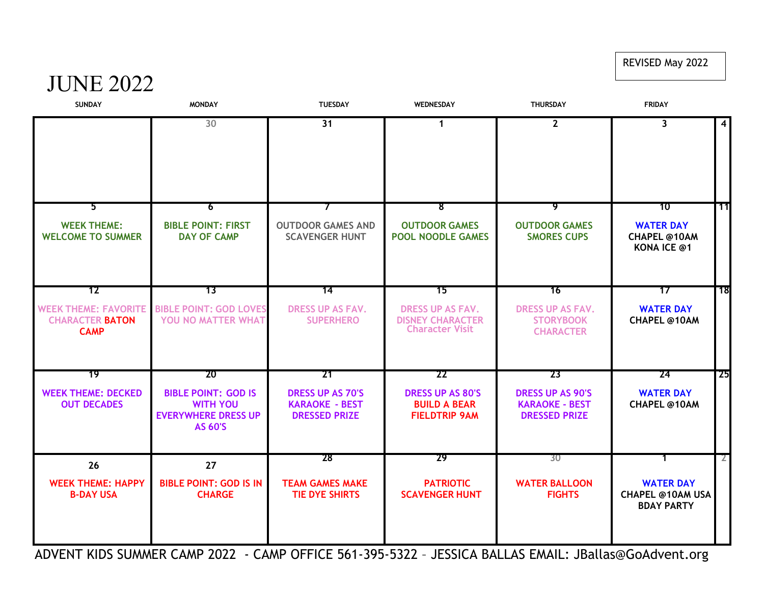REVISED May 2022

# JUNE 2022

| SUNDAY | MONDAY | TUESDAY | WEDNESDAY | THURSDAY | FRIDAY | |
|---|---|---|---|---|---|---|
| | 30 | 31 | 1 | 2 | 3 | 4 |
| 5<br>WEEK THEME: WELCOME TO SUMMER | 6<br>BIBLE POINT: FIRST DAY OF CAMP | 7<br>OUTDOOR GAMES AND SCAVENGER HUNT | 8<br>OUTDOOR GAMES POOL NOODLE GAMES | 9<br>OUTDOOR GAMES SMORES CUPS | 10<br>WATER DAY<br>CHAPEL @10AM<br>KONA ICE @1 | 11 |
| 12<br>WEEK THEME: FAVORITE CHARACTER BATON CAMP | 13<br>BIBLE POINT: GOD LOVES YOU NO MATTER WHAT | 14<br>DRESS UP AS FAV. SUPERHERO | 15<br>DRESS UP AS FAV. DISNEY CHARACTER Character Visit | 16<br>DRESS UP AS FAV. STORYBOOK CHARACTER | 17<br>WATER DAY<br>CHAPEL @10AM | 18 |
| 19<br>WEEK THEME: DECKED OUT DECADES | 20<br>BIBLE POINT: GOD IS WITH YOU EVERYWHERE DRESS UP AS 60'S | 21<br>DRESS UP AS 70'S KARAOKE - BEST DRESSED PRIZE | 22<br>DRESS UP AS 80'S BUILD A BEAR FIELDTRIP 9AM | 23<br>DRESS UP AS 90'S KARAOKE - BEST DRESSED PRIZE | 24<br>WATER DAY<br>CHAPEL @10AM | 25 |
| 26<br>WEEK THEME: HAPPY B-DAY USA | 27<br>BIBLE POINT: GOD IS IN CHARGE | 28<br>TEAM GAMES MAKE TIE DYE SHIRTS | 29<br>PATRIOTIC SCAVENGER HUNT | 30<br>WATER BALLOON FIGHTS | 1<br>WATER DAY<br>CHAPEL @10AM USA BDAY PARTY | 2 |

ADVENT KIDS SUMMER CAMP 2022 - CAMP OFFICE 561-395-5322 – JESSICA BALLAS EMAIL: JBallas@GoAdvent.org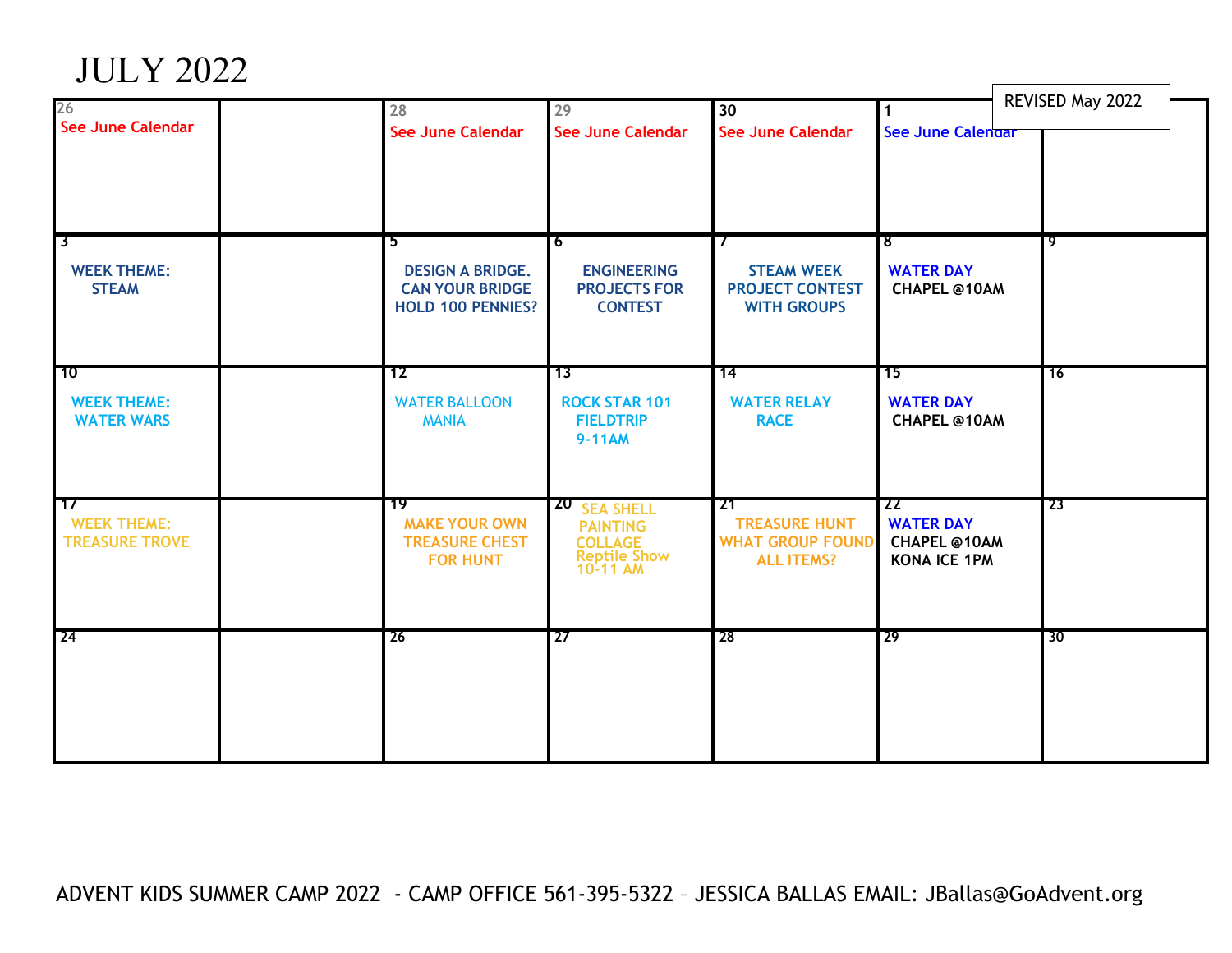# JULY 2022

REVISED May 2022

| | | | | | | |
|---|---|---|---|---|---|---|
| 26 See June Calendar | | 28 See June Calendar | 29 See June Calendar | 30 See June Calendar | 1 See June Calendar | |
| 3 WEEK THEME: STEAM | | 5 DESIGN A BRIDGE. CAN YOUR BRIDGE HOLD 100 PENNIES? | 6 ENGINEERING PROJECTS FOR CONTEST | 7 STEAM WEEK PROJECT CONTEST WITH GROUPS | 8 WATER DAY CHAPEL @10AM | 9 |
| 10 WEEK THEME: WATER WARS | | 12 WATER BALLOON MANIA | 13 ROCK STAR 101 FIELDTRIP 9-11AM | 14 WATER RELAY RACE | 15 WATER DAY CHAPEL @10AM | 16 |
| 17 WEEK THEME: TREASURE TROVE | | 19 MAKE YOUR OWN TREASURE CHEST FOR HUNT | 20 SEA SHELL PAINTING COLLAGE Reptile Show 10-11 AM | 21 TREASURE HUNT WHAT GROUP FOUND ALL ITEMS? | 22 WATER DAY CHAPEL @10AM KONA ICE 1PM | 23 |
| 24 | | 26 | 27 | 28 | 29 | 30 |

ADVENT KIDS SUMMER CAMP 2022 - CAMP OFFICE 561-395-5322 – JESSICA BALLAS EMAIL: JBallas@GoAdvent.org